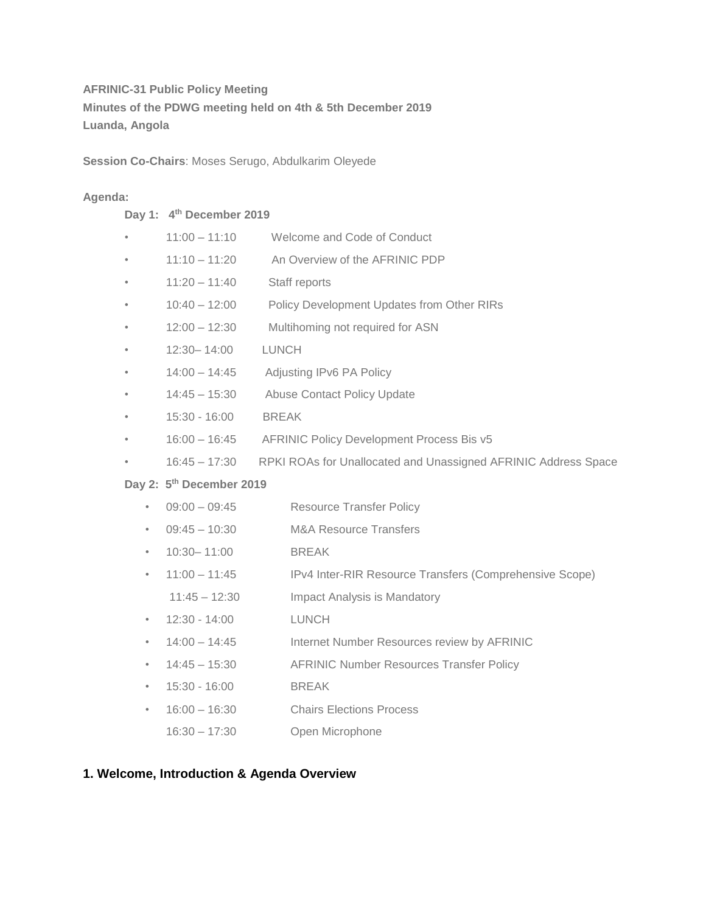**AFRINIC-31 Public Policy Meeting**
**Minutes of the PDWG meeting held on 4th & 5th December 2019**
**Luanda, Angola**

**Session Co-Chairs**: Moses Serugo, Abdulkarim Oleyede

**Agenda:**

**Day 1: 4th December 2019**

- 11:00 – 11:10 Welcome and Code of Conduct
- 11:10 – 11:20 An Overview of the AFRINIC PDP
- 11:20 – 11:40 Staff reports
- 10:40 – 12:00 Policy Development Updates from Other RIRs
- 12:00 – 12:30 Multihoming not required for ASN
- 12:30– 14:00 LUNCH
- 14:00 – 14:45 Adjusting IPv6 PA Policy
- 14:45 – 15:30 Abuse Contact Policy Update
- 15:30 - 16:00 BREAK
- 16:00 – 16:45 AFRINIC Policy Development Process Bis v5
- 16:45 – 17:30 RPKI ROAs for Unallocated and Unassigned AFRINIC Address Space

**Day 2: 5th December 2019**

- 09:00 – 09:45 Resource Transfer Policy
- 09:45 – 10:30 M&A Resource Transfers
- 10:30– 11:00 BREAK
- 11:00 – 11:45 IPv4 Inter-RIR Resource Transfers (Comprehensive Scope)
- 11:45 – 12:30 Impact Analysis is Mandatory
- 12:30 - 14:00 LUNCH
- 14:00 – 14:45 Internet Number Resources review by AFRINIC
- 14:45 – 15:30 AFRINIC Number Resources Transfer Policy
- 15:30 - 16:00 BREAK
- 16:00 – 16:30 Chairs Elections Process
- 16:30 – 17:30 Open Microphone

## 1. Welcome, Introduction & Agenda Overview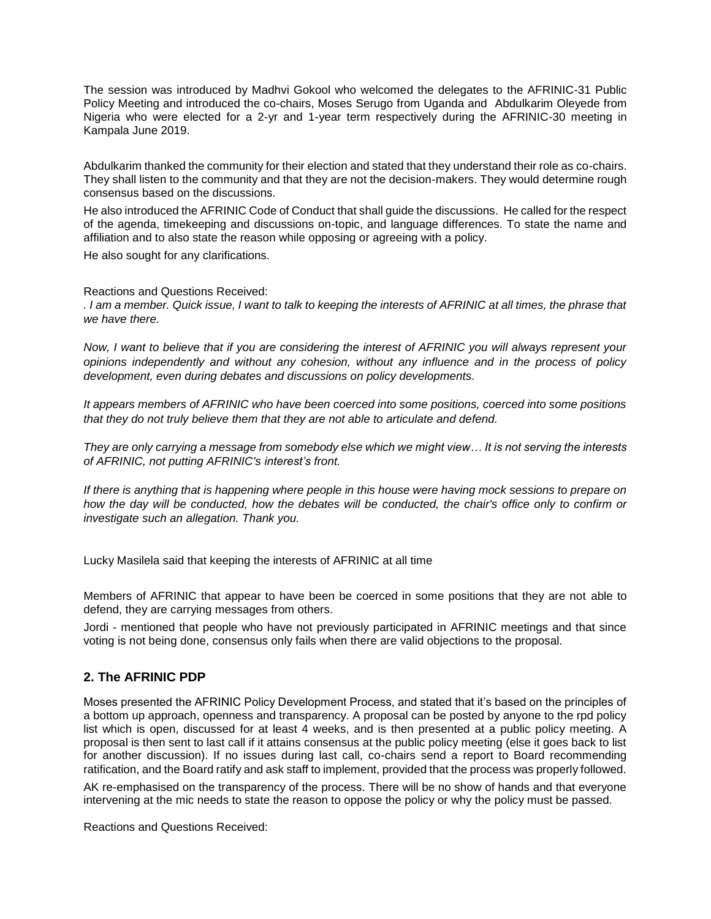The session was introduced by Madhvi Gokool who welcomed the delegates to the AFRINIC-31 Public Policy Meeting and introduced the co-chairs, Moses Serugo from Uganda and Abdulkarim Oleyede from Nigeria who were elected for a 2-yr and 1-year term respectively during the AFRINIC-30 meeting in Kampala June 2019.

Abdulkarim thanked the community for their election and stated that they understand their role as co-chairs. They shall listen to the community and that they are not the decision-makers. They would determine rough consensus based on the discussions.

He also introduced the AFRINIC Code of Conduct that shall guide the discussions. He called for the respect of the agenda, timekeeping and discussions on-topic, and language differences. To state the name and affiliation and to also state the reason while opposing or agreeing with a policy.

He also sought for any clarifications.

Reactions and Questions Received:

*. I am a member. Quick issue, I want to talk to keeping the interests of AFRINIC at all times, the phrase that we have there.*

*Now, I want to believe that if you are considering the interest of AFRINIC you will always represent your opinions independently and without any cohesion, without any influence and in the process of policy development, even during debates and discussions on policy developments.*

*It appears members of AFRINIC who have been coerced into some positions, coerced into some positions that they do not truly believe them that they are not able to articulate and defend.*

*They are only carrying a message from somebody else which we might view… It is not serving the interests of AFRINIC, not putting AFRINIC's interest's front.*

*If there is anything that is happening where people in this house were having mock sessions to prepare on how the day will be conducted, how the debates will be conducted, the chair's office only to confirm or investigate such an allegation. Thank you.*

Lucky Masilela said that keeping the interests of AFRINIC at all time

Members of AFRINIC that appear to have been be coerced in some positions that they are not able to defend, they are carrying messages from others.

Jordi - mentioned that people who have not previously participated in AFRINIC meetings and that since voting is not being done, consensus only fails when there are valid objections to the proposal.

## 2. The AFRINIC PDP

Moses presented the AFRINIC Policy Development Process, and stated that it's based on the principles of a bottom up approach, openness and transparency. A proposal can be posted by anyone to the rpd policy list which is open, discussed for at least 4 weeks, and is then presented at a public policy meeting. A proposal is then sent to last call if it attains consensus at the public policy meeting (else it goes back to list for another discussion). If no issues during last call, co-chairs send a report to Board recommending ratification, and the Board ratify and ask staff to implement, provided that the process was properly followed.

AK re-emphasised on the transparency of the process. There will be no show of hands and that everyone intervening at the mic needs to state the reason to oppose the policy or why the policy must be passed.

Reactions and Questions Received: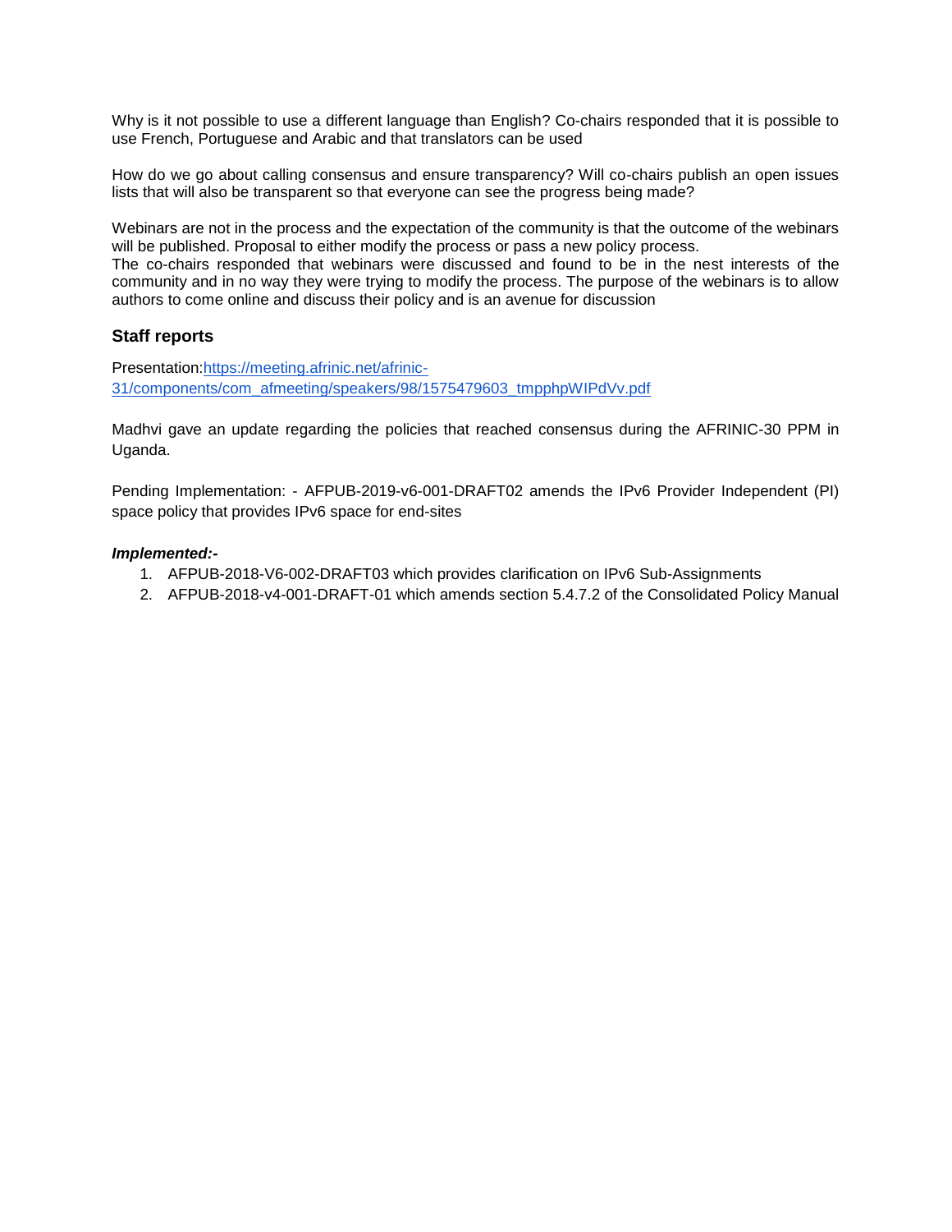Why is it not possible to use a different language than English? Co-chairs responded that it is possible to use French, Portuguese and Arabic and that translators can be used

How do we go about calling consensus and ensure transparency? Will co-chairs publish an open issues lists that will also be transparent so that everyone can see the progress being made?

Webinars are not in the process and the expectation of the community is that the outcome of the webinars will be published. Proposal to either modify the process or pass a new policy process.
The co-chairs responded that webinars were discussed and found to be in the nest interests of the community and in no way they were trying to modify the process. The purpose of the webinars is to allow authors to come online and discuss their policy and is an avenue for discussion

### Staff reports

Presentation:[https://meeting.afrinic.net/afrinic-31/components/com_afmeeting/speakers/98/1575479603_tmpphpWIPdVv.pdf](https://meeting.afrinic.net/afrinic-31/components/com_afmeeting/speakers/98/1575479603_tmpphpWIPdVv.pdf)

Madhvi gave an update regarding the policies that reached consensus during the AFRINIC-30 PPM in Uganda.

Pending Implementation: - AFPUB-2019-v6-001-DRAFT02 amends the IPv6 Provider Independent (PI) space policy that provides IPv6 space for end-sites

***Implemented:-***

1. AFPUB-2018-V6-002-DRAFT03 which provides clarification on IPv6 Sub-Assignments
2. AFPUB-2018-v4-001-DRAFT-01 which amends section 5.4.7.2 of the Consolidated Policy Manual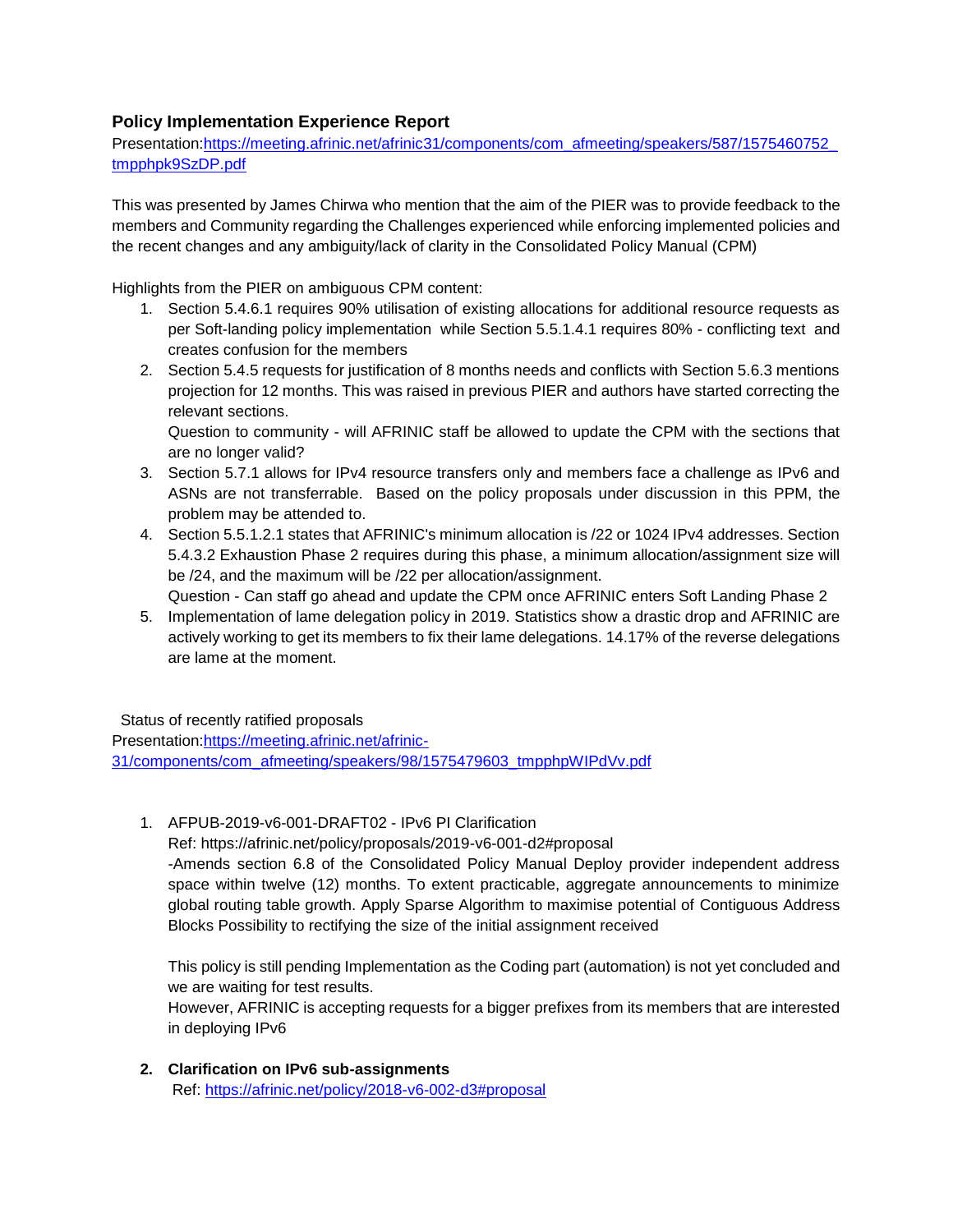### Policy Implementation Experience Report

Presentation:[https://meeting.afrinic.net/afrinic31/components/com_afmeeting/speakers/587/1575460752_tmpphpk9SzDP.pdf](https://meeting.afrinic.net/afrinic31/components/com_afmeeting/speakers/587/1575460752_tmpphpk9SzDP.pdf)

This was presented by James Chirwa who mention that the aim of the PIER was to provide feedback to the members and Community regarding the Challenges experienced while enforcing implemented policies and the recent changes and any ambiguity/lack of clarity in the Consolidated Policy Manual (CPM)

Highlights from the PIER on ambiguous CPM content:

1. Section 5.4.6.1 requires 90% utilisation of existing allocations for additional resource requests as per Soft-landing policy implementation while Section 5.5.1.4.1 requires 80% - conflicting text and creates confusion for the members
2. Section 5.4.5 requests for justification of 8 months needs and conflicts with Section 5.6.3 mentions projection for 12 months. This was raised in previous PIER and authors have started correcting the relevant sections.
   Question to community - will AFRINIC staff be allowed to update the CPM with the sections that are no longer valid?
3. Section 5.7.1 allows for IPv4 resource transfers only and members face a challenge as IPv6 and ASNs are not transferrable. Based on the policy proposals under discussion in this PPM, the problem may be attended to.
4. Section 5.5.1.2.1 states that AFRINIC's minimum allocation is /22 or 1024 IPv4 addresses. Section 5.4.3.2 Exhaustion Phase 2 requires during this phase, a minimum allocation/assignment size will be /24, and the maximum will be /22 per allocation/assignment.
   Question - Can staff go ahead and update the CPM once AFRINIC enters Soft Landing Phase 2
5. Implementation of lame delegation policy in 2019. Statistics show a drastic drop and AFRINIC are actively working to get its members to fix their lame delegations. 14.17% of the reverse delegations are lame at the moment.

Status of recently ratified proposals

Presentation:[https://meeting.afrinic.net/afrinic-31/components/com_afmeeting/speakers/98/1575479603_tmpphpWIPdVv.pdf](https://meeting.afrinic.net/afrinic-31/components/com_afmeeting/speakers/98/1575479603_tmpphpWIPdVv.pdf)

1. AFPUB-2019-v6-001-DRAFT02 - IPv6 PI Clarification
   Ref: https://afrinic.net/policy/proposals/2019-v6-001-d2#proposal
   -Amends section 6.8 of the Consolidated Policy Manual Deploy provider independent address space within twelve (12) months. To extent practicable, aggregate announcements to minimize global routing table growth. Apply Sparse Algorithm to maximise potential of Contiguous Address Blocks Possibility to rectifying the size of the initial assignment received

   This policy is still pending Implementation as the Coding part (automation) is not yet concluded and we are waiting for test results.
   However, AFRINIC is accepting requests for a bigger prefixes from its members that are interested in deploying IPv6

2. **Clarification on IPv6 sub-assignments**
   Ref: [https://afrinic.net/policy/2018-v6-002-d3#proposal](https://afrinic.net/policy/2018-v6-002-d3#proposal)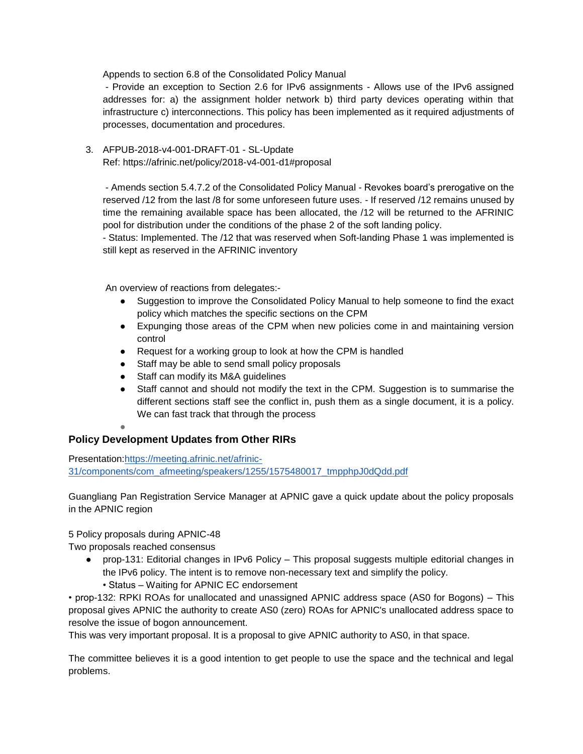Appends to section 6.8 of the Consolidated Policy Manual

- Provide an exception to Section 2.6 for IPv6 assignments - Allows use of the IPv6 assigned addresses for: a) the assignment holder network b) third party devices operating within that infrastructure c) interconnections. This policy has been implemented as it required adjustments of processes, documentation and procedures.

3. AFPUB-2018-v4-001-DRAFT-01 - SL-Update
   Ref: https://afrinic.net/policy/2018-v4-001-d1#proposal

   - Amends section 5.4.7.2 of the Consolidated Policy Manual - Revokes board's prerogative on the reserved /12 from the last /8 for some unforeseen future uses. - If reserved /12 remains unused by time the remaining available space has been allocated, the /12 will be returned to the AFRINIC pool for distribution under the conditions of the phase 2 of the soft landing policy.
   - Status: Implemented. The /12 that was reserved when Soft-landing Phase 1 was implemented is still kept as reserved in the AFRINIC inventory

An overview of reactions from delegates:-

- Suggestion to improve the Consolidated Policy Manual to help someone to find the exact policy which matches the specific sections on the CPM
- Expunging those areas of the CPM when new policies come in and maintaining version control
- Request for a working group to look at how the CPM is handled
- Staff may be able to send small policy proposals
- Staff can modify its M&A guidelines
- Staff cannot and should not modify the text in the CPM. Suggestion is to summarise the different sections staff see the conflict in, push them as a single document, it is a policy. We can fast track that through the process

## Policy Development Updates from Other RIRs

Presentation:[https://meeting.afrinic.net/afrinic-31/components/com_afmeeting/speakers/1255/1575480017_tmpphpJ0dQdd.pdf](https://meeting.afrinic.net/afrinic-31/components/com_afmeeting/speakers/1255/1575480017_tmpphpJ0dQdd.pdf)

Guangliang Pan Registration Service Manager at APNIC gave a quick update about the policy proposals in the APNIC region

5 Policy proposals during APNIC-48
Two proposals reached consensus

- prop-131: Editorial changes in IPv6 Policy – This proposal suggests multiple editorial changes in the IPv6 policy. The intent is to remove non-necessary text and simplify the policy.
  • Status – Waiting for APNIC EC endorsement

• prop-132: RPKI ROAs for unallocated and unassigned APNIC address space (AS0 for Bogons) – This proposal gives APNIC the authority to create AS0 (zero) ROAs for APNIC's unallocated address space to resolve the issue of bogon announcement.
This was very important proposal. It is a proposal to give APNIC authority to AS0, in that space.

The committee believes it is a good intention to get people to use the space and the technical and legal problems.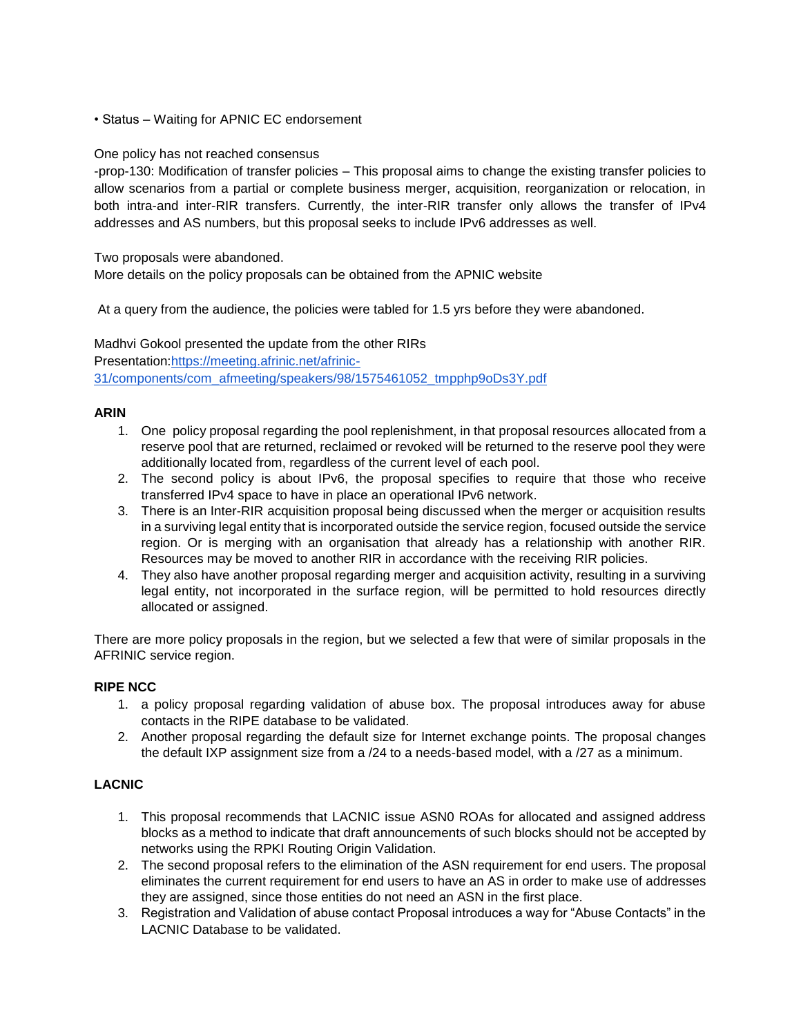• Status – Waiting for APNIC EC endorsement

One policy has not reached consensus
-prop-130: Modification of transfer policies – This proposal aims to change the existing transfer policies to allow scenarios from a partial or complete business merger, acquisition, reorganization or relocation, in both intra-and inter-RIR transfers. Currently, the inter-RIR transfer only allows the transfer of IPv4 addresses and AS numbers, but this proposal seeks to include IPv6 addresses as well.

Two proposals were abandoned.
More details on the policy proposals can be obtained from the APNIC website

At a query from the audience, the policies were tabled for 1.5 yrs before they were abandoned.

Madhvi Gokool presented the update from the other RIRs
Presentation:[https://meeting.afrinic.net/afrinic-31/components/com_afmeeting/speakers/98/1575461052_tmpphp9oDs3Y.pdf](https://meeting.afrinic.net/afrinic-31/components/com_afmeeting/speakers/98/1575461052_tmpphp9oDs3Y.pdf)

**ARIN**

1. One policy proposal regarding the pool replenishment, in that proposal resources allocated from a reserve pool that are returned, reclaimed or revoked will be returned to the reserve pool they were additionally located from, regardless of the current level of each pool.
2. The second policy is about IPv6, the proposal specifies to require that those who receive transferred IPv4 space to have in place an operational IPv6 network.
3. There is an Inter-RIR acquisition proposal being discussed when the merger or acquisition results in a surviving legal entity that is incorporated outside the service region, focused outside the service region. Or is merging with an organisation that already has a relationship with another RIR. Resources may be moved to another RIR in accordance with the receiving RIR policies.
4. They also have another proposal regarding merger and acquisition activity, resulting in a surviving legal entity, not incorporated in the surface region, will be permitted to hold resources directly allocated or assigned.

There are more policy proposals in the region, but we selected a few that were of similar proposals in the AFRINIC service region.

**RIPE NCC**

1. a policy proposal regarding validation of abuse box. The proposal introduces away for abuse contacts in the RIPE database to be validated.
2. Another proposal regarding the default size for Internet exchange points. The proposal changes the default IXP assignment size from a /24 to a needs-based model, with a /27 as a minimum.

**LACNIC**

1. This proposal recommends that LACNIC issue ASN0 ROAs for allocated and assigned address blocks as a method to indicate that draft announcements of such blocks should not be accepted by networks using the RPKI Routing Origin Validation.
2. The second proposal refers to the elimination of the ASN requirement for end users. The proposal eliminates the current requirement for end users to have an AS in order to make use of addresses they are assigned, since those entities do not need an ASN in the first place.
3. Registration and Validation of abuse contact Proposal introduces a way for "Abuse Contacts" in the LACNIC Database to be validated.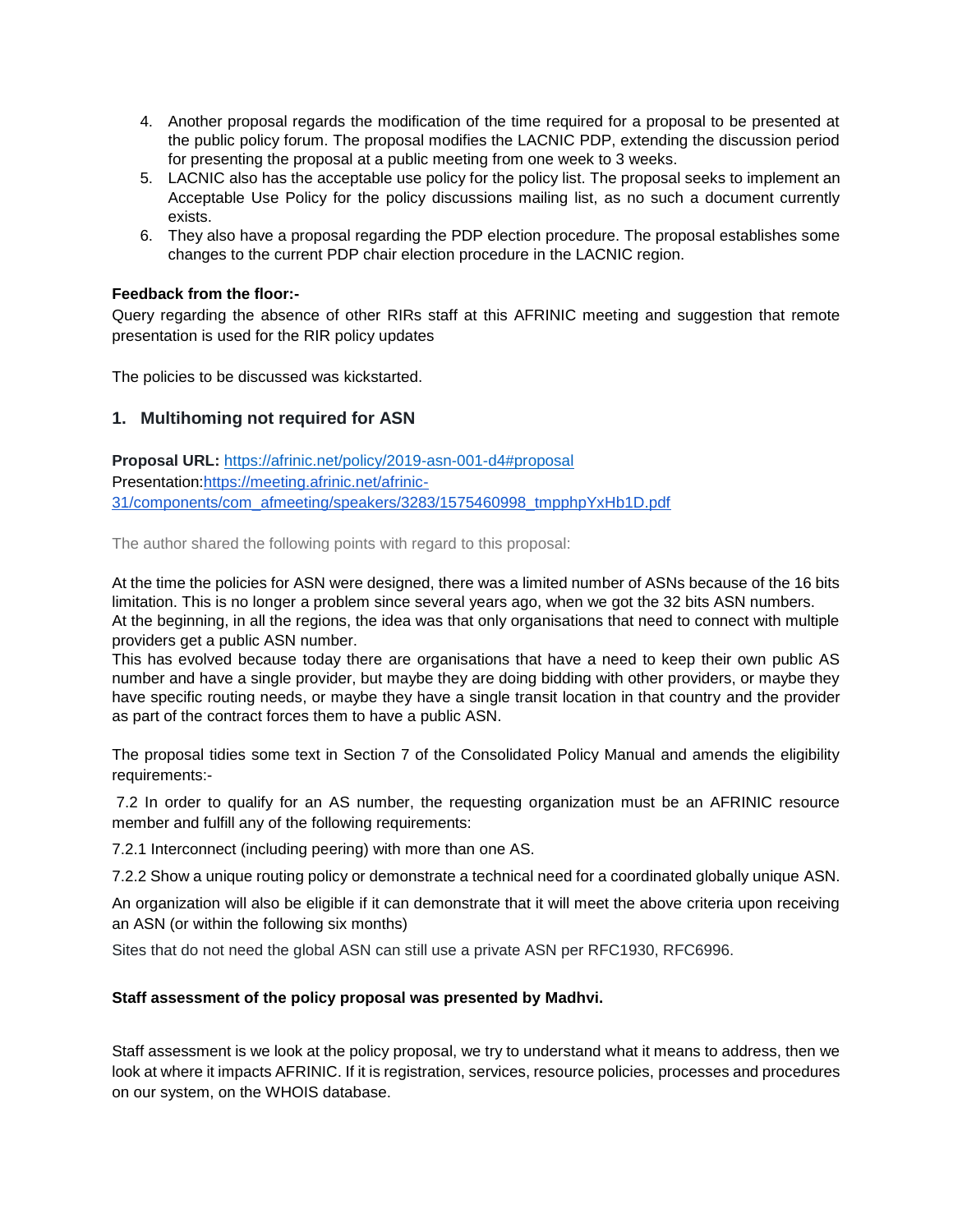4. Another proposal regards the modification of the time required for a proposal to be presented at the public policy forum. The proposal modifies the LACNIC PDP, extending the discussion period for presenting the proposal at a public meeting from one week to 3 weeks.
5. LACNIC also has the acceptable use policy for the policy list. The proposal seeks to implement an Acceptable Use Policy for the policy discussions mailing list, as no such a document currently exists.
6. They also have a proposal regarding the PDP election procedure. The proposal establishes some changes to the current PDP chair election procedure in the LACNIC region.

**Feedback from the floor:-**

Query regarding the absence of other RIRs staff at this AFRINIC meeting and suggestion that remote presentation is used for the RIR policy updates

The policies to be discussed was kickstarted.

## 1. Multihoming not required for ASN

**Proposal URL:** [https://afrinic.net/policy/2019-asn-001-d4#proposal](https://afrinic.net/policy/2019-asn-001-d4#proposal)
Presentation:[https://meeting.afrinic.net/afrinic-31/components/com_afmeeting/speakers/3283/1575460998_tmpphpYxHb1D.pdf](https://meeting.afrinic.net/afrinic-31/components/com_afmeeting/speakers/3283/1575460998_tmpphpYxHb1D.pdf)

The author shared the following points with regard to this proposal:

At the time the policies for ASN were designed, there was a limited number of ASNs because of the 16 bits limitation. This is no longer a problem since several years ago, when we got the 32 bits ASN numbers.
At the beginning, in all the regions, the idea was that only organisations that need to connect with multiple providers get a public ASN number.
This has evolved because today there are organisations that have a need to keep their own public AS number and have a single provider, but maybe they are doing bidding with other providers, or maybe they have specific routing needs, or maybe they have a single transit location in that country and the provider as part of the contract forces them to have a public ASN.

The proposal tidies some text in Section 7 of the Consolidated Policy Manual and amends the eligibility requirements:-

7.2 In order to qualify for an AS number, the requesting organization must be an AFRINIC resource member and fulfill any of the following requirements:

7.2.1 Interconnect (including peering) with more than one AS.

7.2.2 Show a unique routing policy or demonstrate a technical need for a coordinated globally unique ASN.

An organization will also be eligible if it can demonstrate that it will meet the above criteria upon receiving an ASN (or within the following six months)

Sites that do not need the global ASN can still use a private ASN per RFC1930, RFC6996.

**Staff assessment of the policy proposal was presented by Madhvi.**

Staff assessment is we look at the policy proposal, we try to understand what it means to address, then we look at where it impacts AFRINIC. If it is registration, services, resource policies, processes and procedures on our system, on the WHOIS database.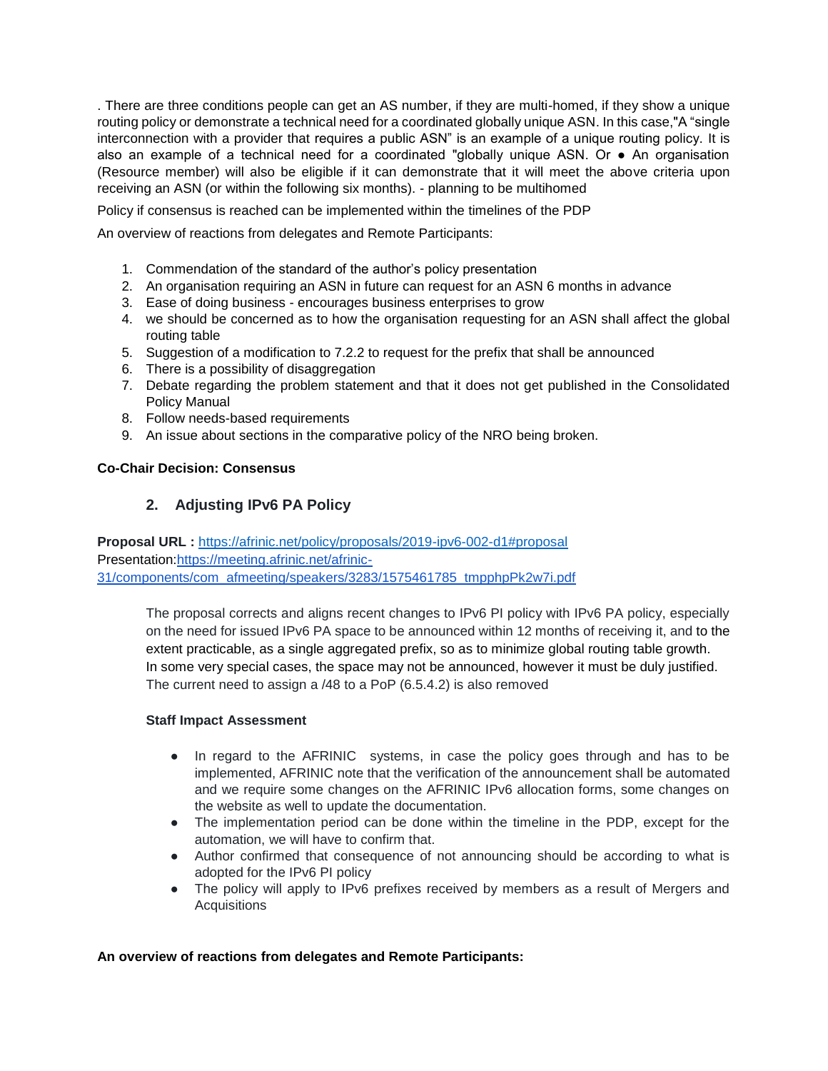. There are three conditions people can get an AS number, if they are multi-homed, if they show a unique routing policy or demonstrate a technical need for a coordinated globally unique ASN. In this case,"A “single interconnection with a provider that requires a public ASN” is an example of a unique routing policy. It is also an example of a technical need for a coordinated "globally unique ASN. Or ● An organisation (Resource member) will also be eligible if it can demonstrate that it will meet the above criteria upon receiving an ASN (or within the following six months). - planning to be multihomed

Policy if consensus is reached can be implemented within the timelines of the PDP

An overview of reactions from delegates and Remote Participants:

1. Commendation of the standard of the author’s policy presentation
2. An organisation requiring an ASN in future can request for an ASN 6 months in advance
3. Ease of doing business - encourages business enterprises to grow
4. we should be concerned as to how the organisation requesting for an ASN shall affect the global routing table
5. Suggestion of a modification to 7.2.2 to request for the prefix that shall be announced
6. There is a possibility of disaggregation
7. Debate regarding the problem statement and that it does not get published in the Consolidated Policy Manual
8. Follow needs-based requirements
9. An issue about sections in the comparative policy of the NRO being broken.

**Co-Chair Decision: Consensus**

### 2. Adjusting IPv6 PA Policy

**Proposal URL :** [https://afrinic.net/policy/proposals/2019-ipv6-002-d1#proposal](https://afrinic.net/policy/proposals/2019-ipv6-002-d1#proposal)
Presentation:[https://meeting.afrinic.net/afrinic-31/components/com_afmeeting/speakers/3283/1575461785_tmpphpPk2w7i.pdf](https://meeting.afrinic.net/afrinic-31/components/com_afmeeting/speakers/3283/1575461785_tmpphpPk2w7i.pdf)

The proposal corrects and aligns recent changes to IPv6 PI policy with IPv6 PA policy, especially on the need for issued IPv6 PA space to be announced within 12 months of receiving it, and to the extent practicable, as a single aggregated prefix, so as to minimize global routing table growth. In some very special cases, the space may not be announced, however it must be duly justified. The current need to assign a /48 to a PoP (6.5.4.2) is also removed

**Staff Impact Assessment**

- In regard to the AFRINIC systems, in case the policy goes through and has to be implemented, AFRINIC note that the verification of the announcement shall be automated and we require some changes on the AFRINIC IPv6 allocation forms, some changes on the website as well to update the documentation.
- The implementation period can be done within the timeline in the PDP, except for the automation, we will have to confirm that.
- Author confirmed that consequence of not announcing should be according to what is adopted for the IPv6 PI policy
- The policy will apply to IPv6 prefixes received by members as a result of Mergers and Acquisitions

**An overview of reactions from delegates and Remote Participants:**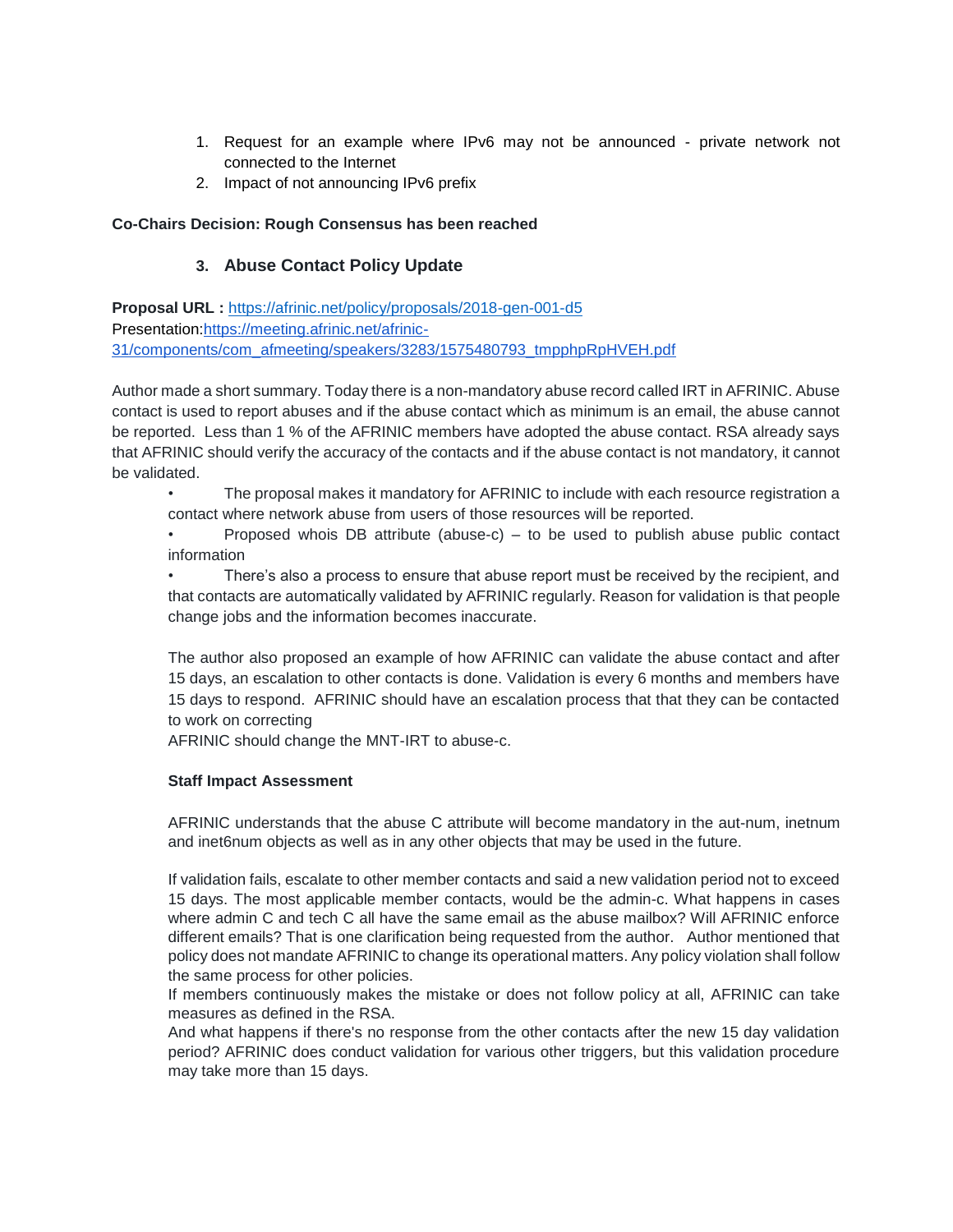1. Request for an example where IPv6 may not be announced - private network not connected to the Internet
2. Impact of not announcing IPv6 prefix

**Co-Chairs Decision: Rough Consensus has been reached**

### 3. Abuse Contact Policy Update

**Proposal URL :** https://afrinic.net/policy/proposals/2018-gen-001-d5
Presentation:https://meeting.afrinic.net/afrinic-31/components/com_afmeeting/speakers/3283/1575480793_tmpphpRpHVEH.pdf

Author made a short summary. Today there is a non-mandatory abuse record called IRT in AFRINIC. Abuse contact is used to report abuses and if the abuse contact which as minimum is an email, the abuse cannot be reported. Less than 1 % of the AFRINIC members have adopted the abuse contact. RSA already says that AFRINIC should verify the accuracy of the contacts and if the abuse contact is not mandatory, it cannot be validated.

- The proposal makes it mandatory for AFRINIC to include with each resource registration a contact where network abuse from users of those resources will be reported.
- Proposed whois DB attribute (abuse-c) – to be used to publish abuse public contact information
- There's also a process to ensure that abuse report must be received by the recipient, and that contacts are automatically validated by AFRINIC regularly. Reason for validation is that people change jobs and the information becomes inaccurate.

The author also proposed an example of how AFRINIC can validate the abuse contact and after 15 days, an escalation to other contacts is done. Validation is every 6 months and members have 15 days to respond. AFRINIC should have an escalation process that that they can be contacted to work on correcting
AFRINIC should change the MNT-IRT to abuse-c.

**Staff Impact Assessment**

AFRINIC understands that the abuse C attribute will become mandatory in the aut-num, inetnum and inet6num objects as well as in any other objects that may be used in the future.

If validation fails, escalate to other member contacts and said a new validation period not to exceed 15 days. The most applicable member contacts, would be the admin-c. What happens in cases where admin C and tech C all have the same email as the abuse mailbox? Will AFRINIC enforce different emails? That is one clarification being requested from the author. Author mentioned that policy does not mandate AFRINIC to change its operational matters. Any policy violation shall follow the same process for other policies.
If members continuously makes the mistake or does not follow policy at all, AFRINIC can take measures as defined in the RSA.
And what happens if there's no response from the other contacts after the new 15 day validation period? AFRINIC does conduct validation for various other triggers, but this validation procedure may take more than 15 days.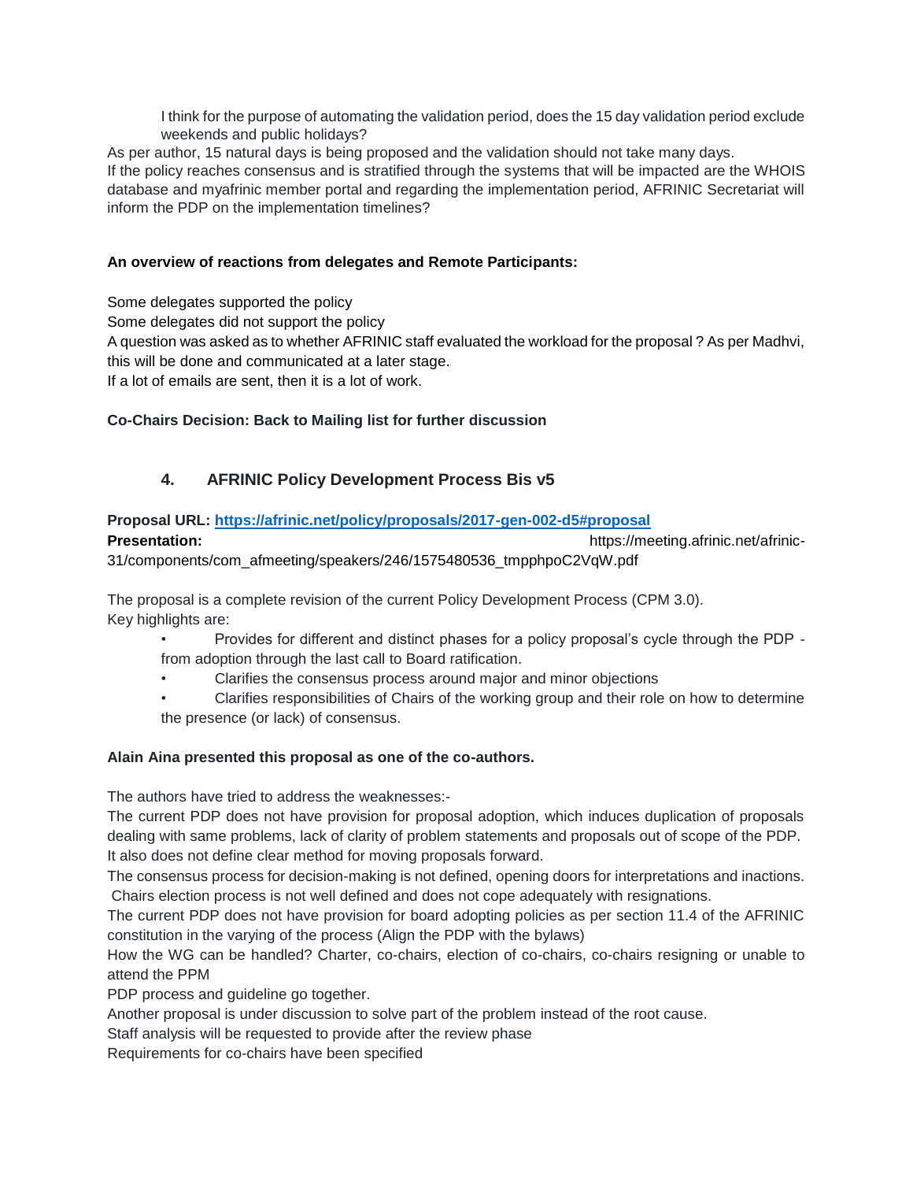I think for the purpose of automating the validation period, does the 15 day validation period exclude weekends and public holidays?

As per author, 15 natural days is being proposed and the validation should not take many days.
If the policy reaches consensus and is stratified through the systems that will be impacted are the WHOIS database and myafrinic member portal and regarding the implementation period, AFRINIC Secretariat will inform the PDP on the implementation timelines?

**An overview of reactions from delegates and Remote Participants:**

Some delegates supported the policy
Some delegates did not support the policy
A question was asked as to whether AFRINIC staff evaluated the workload for the proposal ? As per Madhvi, this will be done and communicated at a later stage.
If a lot of emails are sent, then it is a lot of work.

**Co-Chairs Decision: Back to Mailing list for further discussion**

### 4. AFRINIC Policy Development Process Bis v5

**Proposal URL:** [https://afrinic.net/policy/proposals/2017-gen-002-d5#proposal](https://afrinic.net/policy/proposals/2017-gen-002-d5#proposal)
**Presentation:** https://meeting.afrinic.net/afrinic-31/components/com_afmeeting/speakers/246/1575480536_tmpphpoC2VqW.pdf

The proposal is a complete revision of the current Policy Development Process (CPM 3.0).
Key highlights are:

- Provides for different and distinct phases for a policy proposal's cycle through the PDP - from adoption through the last call to Board ratification.
- Clarifies the consensus process around major and minor objections
- Clarifies responsibilities of Chairs of the working group and their role on how to determine the presence (or lack) of consensus.

**Alain Aina presented this proposal as one of the co-authors.**

The authors have tried to address the weaknesses:-
The current PDP does not have provision for proposal adoption, which induces duplication of proposals dealing with same problems, lack of clarity of problem statements and proposals out of scope of the PDP. It also does not define clear method for moving proposals forward.
The consensus process for decision-making is not defined, opening doors for interpretations and inactions.
Chairs election process is not well defined and does not cope adequately with resignations.
The current PDP does not have provision for board adopting policies as per section 11.4 of the AFRINIC constitution in the varying of the process (Align the PDP with the bylaws)
How the WG can be handled? Charter, co-chairs, election of co-chairs, co-chairs resigning or unable to attend the PPM
PDP process and guideline go together.
Another proposal is under discussion to solve part of the problem instead of the root cause.
Staff analysis will be requested to provide after the review phase
Requirements for co-chairs have been specified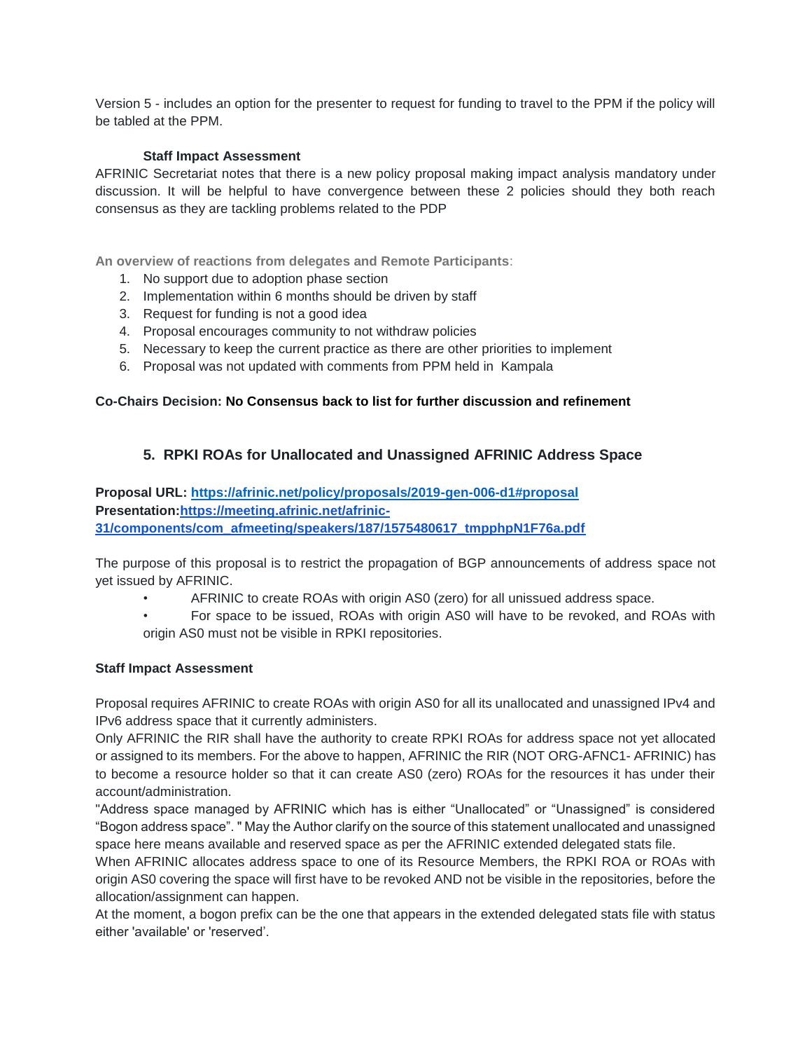Version 5 - includes an option for the presenter to request for funding to travel to the PPM if the policy will be tabled at the PPM.

**Staff Impact Assessment**

AFRINIC Secretariat notes that there is a new policy proposal making impact analysis mandatory under discussion. It will be helpful to have convergence between these 2 policies should they both reach consensus as they are tackling problems related to the PDP

**An overview of reactions from delegates and Remote Participants**:

1. No support due to adoption phase section
2. Implementation within 6 months should be driven by staff
3. Request for funding is not a good idea
4. Proposal encourages community to not withdraw policies
5. Necessary to keep the current practice as there are other priorities to implement
6. Proposal was not updated with comments from PPM held in Kampala

**Co-Chairs Decision: No Consensus back to list for further discussion and refinement**

## 5. RPKI ROAs for Unallocated and Unassigned AFRINIC Address Space

**Proposal URL:** [https://afrinic.net/policy/proposals/2019-gen-006-d1#proposal](https://afrinic.net/policy/proposals/2019-gen-006-d1#proposal)
**Presentation:**[https://meeting.afrinic.net/afrinic-31/components/com_afmeeting/speakers/187/1575480617_tmpphpN1F76a.pdf](https://meeting.afrinic.net/afrinic-31/components/com_afmeeting/speakers/187/1575480617_tmpphpN1F76a.pdf)

The purpose of this proposal is to restrict the propagation of BGP announcements of address space not yet issued by AFRINIC.

- AFRINIC to create ROAs with origin AS0 (zero) for all unissued address space.
- For space to be issued, ROAs with origin AS0 will have to be revoked, and ROAs with origin AS0 must not be visible in RPKI repositories.

**Staff Impact Assessment**

Proposal requires AFRINIC to create ROAs with origin AS0 for all its unallocated and unassigned IPv4 and IPv6 address space that it currently administers.
Only AFRINIC the RIR shall have the authority to create RPKI ROAs for address space not yet allocated or assigned to its members. For the above to happen, AFRINIC the RIR (NOT ORG-AFNC1- AFRINIC) has to become a resource holder so that it can create AS0 (zero) ROAs for the resources it has under their account/administration.
"Address space managed by AFRINIC which has is either "Unallocated" or "Unassigned" is considered "Bogon address space". " May the Author clarify on the source of this statement unallocated and unassigned space here means available and reserved space as per the AFRINIC extended delegated stats file.
When AFRINIC allocates address space to one of its Resource Members, the RPKI ROA or ROAs with origin AS0 covering the space will first have to be revoked AND not be visible in the repositories, before the allocation/assignment can happen.
At the moment, a bogon prefix can be the one that appears in the extended delegated stats file with status either 'available' or 'reserved'.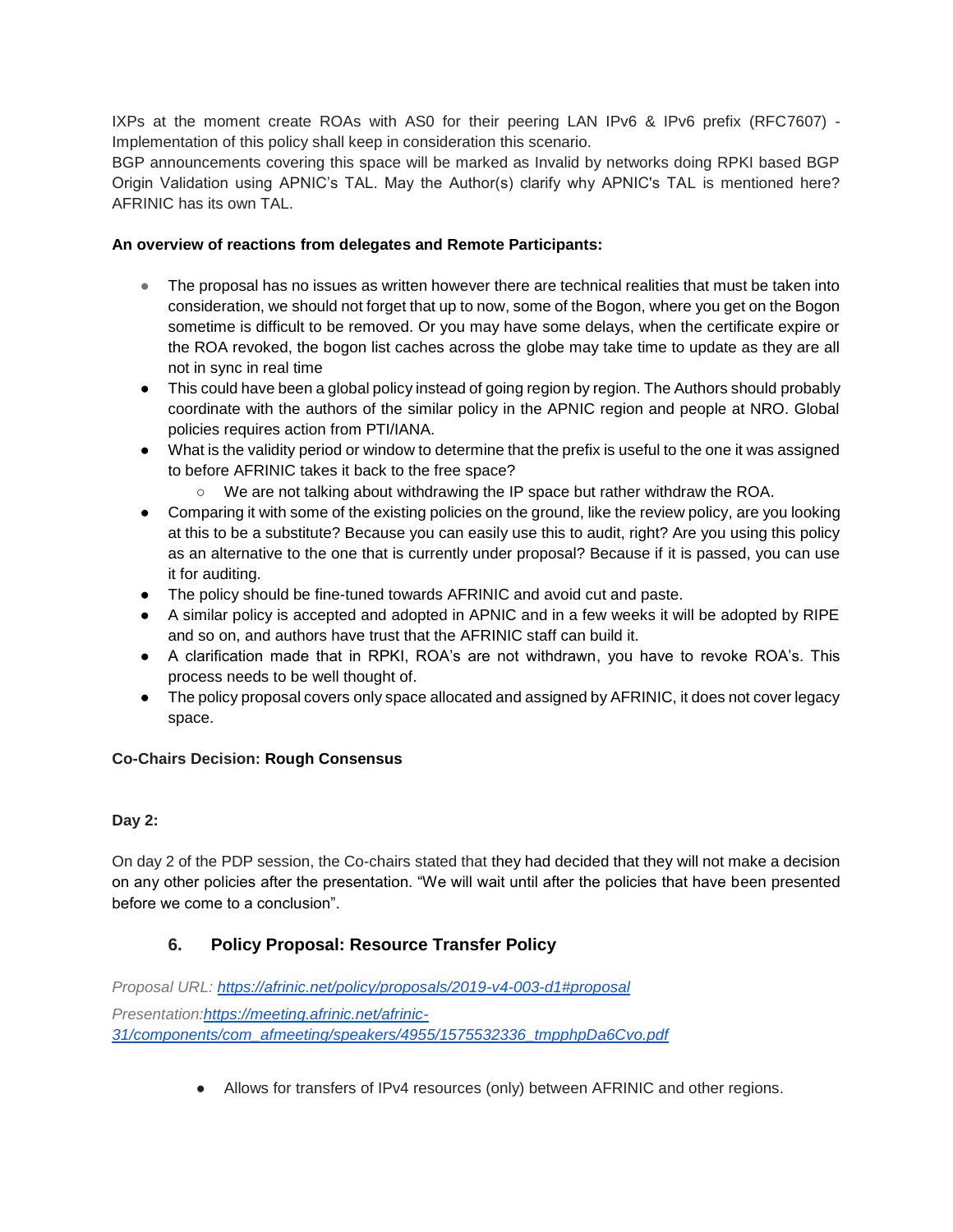IXPs at the moment create ROAs with AS0 for their peering LAN IPv6 & IPv6 prefix (RFC7607) - Implementation of this policy shall keep in consideration this scenario.
BGP announcements covering this space will be marked as Invalid by networks doing RPKI based BGP Origin Validation using APNIC's TAL. May the Author(s) clarify why APNIC's TAL is mentioned here? AFRINIC has its own TAL.

**An overview of reactions from delegates and Remote Participants:**

- The proposal has no issues as written however there are technical realities that must be taken into consideration, we should not forget that up to now, some of the Bogon, where you get on the Bogon sometime is difficult to be removed. Or you may have some delays, when the certificate expire or the ROA revoked, the bogon list caches across the globe may take time to update as they are all not in sync in real time
- This could have been a global policy instead of going region by region. The Authors should probably coordinate with the authors of the similar policy in the APNIC region and people at NRO. Global policies requires action from PTI/IANA.
- What is the validity period or window to determine that the prefix is useful to the one it was assigned to before AFRINIC takes it back to the free space?
    - We are not talking about withdrawing the IP space but rather withdraw the ROA.
- Comparing it with some of the existing policies on the ground, like the review policy, are you looking at this to be a substitute? Because you can easily use this to audit, right? Are you using this policy as an alternative to the one that is currently under proposal? Because if it is passed, you can use it for auditing.
- The policy should be fine-tuned towards AFRINIC and avoid cut and paste.
- A similar policy is accepted and adopted in APNIC and in a few weeks it will be adopted by RIPE and so on, and authors have trust that the AFRINIC staff can build it.
- A clarification made that in RPKI, ROA's are not withdrawn, you have to revoke ROA's. This process needs to be well thought of.
- The policy proposal covers only space allocated and assigned by AFRINIC, it does not cover legacy space.

**Co-Chairs Decision: Rough Consensus**

**Day 2:**

On day 2 of the PDP session, the Co-chairs stated that they had decided that they will not make a decision on any other policies after the presentation. "We will wait until after the policies that have been presented before we come to a conclusion".

### 6. Policy Proposal: Resource Transfer Policy

*Proposal URL: https://afrinic.net/policy/proposals/2019-v4-003-d1#proposal*

*Presentation: https://meeting.afrinic.net/afrinic-31/components/com_afmeeting/speakers/4955/1575532336_tmpphpDa6Cvo.pdf*

- Allows for transfers of IPv4 resources (only) between AFRINIC and other regions.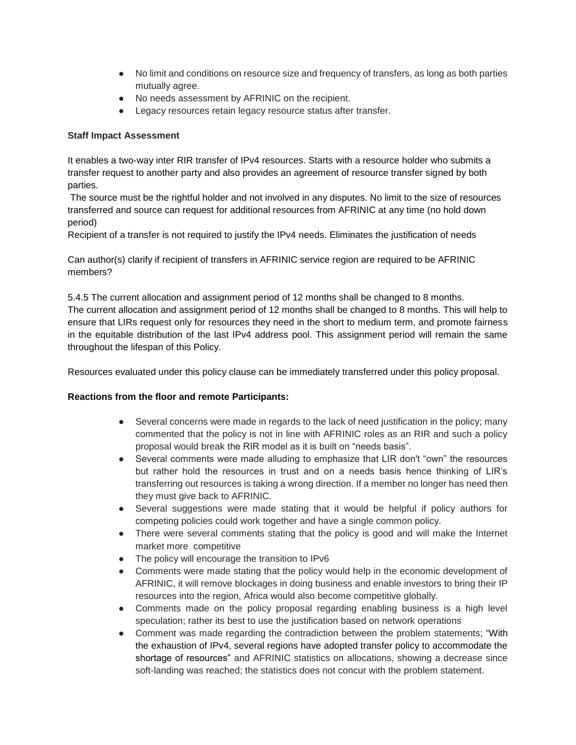- No limit and conditions on resource size and frequency of transfers, as long as both parties mutually agree.
- No needs assessment by AFRINIC on the recipient.
- Legacy resources retain legacy resource status after transfer.

**Staff Impact Assessment**

It enables a two-way inter RIR transfer of IPv4 resources. Starts with a resource holder who submits a transfer request to another party and also provides an agreement of resource transfer signed by both parties.

The source must be the rightful holder and not involved in any disputes. No limit to the size of resources transferred and source can request for additional resources from AFRINIC at any time (no hold down period)

Recipient of a transfer is not required to justify the IPv4 needs. Eliminates the justification of needs

Can author(s) clarify if recipient of transfers in AFRINIC service region are required to be AFRINIC members?

5.4.5 The current allocation and assignment period of 12 months shall be changed to 8 months.
The current allocation and assignment period of 12 months shall be changed to 8 months. This will help to ensure that LIRs request only for resources they need in the short to medium term, and promote fairness in the equitable distribution of the last IPv4 address pool. This assignment period will remain the same throughout the lifespan of this Policy.

Resources evaluated under this policy clause can be immediately transferred under this policy proposal.

**Reactions from the floor and remote Participants:**

- Several concerns were made in regards to the lack of need justification in the policy; many commented that the policy is not in line with AFRINIC roles as an RIR and such a policy proposal would break the RIR model as it is built on "needs basis".
- Several comments were made alluding to emphasize that LIR don't "own" the resources but rather hold the resources in trust and on a needs basis hence thinking of LIR's transferring out resources is taking a wrong direction. If a member no longer has need then they must give back to AFRINIC.
- Several suggestions were made stating that it would be helpful if policy authors for competing policies could work together and have a single common policy.
- There were several comments stating that the policy is good and will make the Internet market more competitive
- The policy will encourage the transition to IPv6
- Comments were made stating that the policy would help in the economic development of AFRINIC, it will remove blockages in doing business and enable investors to bring their IP resources into the region, Africa would also become competitive globally.
- Comments made on the policy proposal regarding enabling business is a high level speculation; rather its best to use the justification based on network operations
- Comment was made regarding the contradiction between the problem statements; "With the exhaustion of IPv4, several regions have adopted transfer policy to accommodate the shortage of resources" and AFRINIC statistics on allocations, showing a decrease since soft-landing was reached; the statistics does not concur with the problem statement.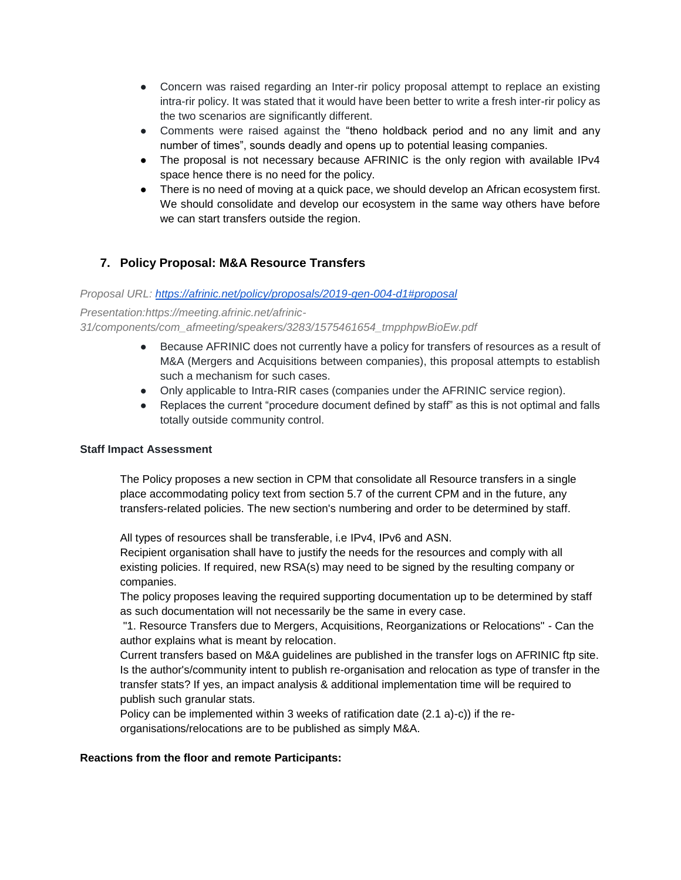- Concern was raised regarding an Inter-rir policy proposal attempt to replace an existing intra-rir policy. It was stated that it would have been better to write a fresh inter-rir policy as the two scenarios are significantly different.
- Comments were raised against the "theno holdback period and no any limit and any number of times", sounds deadly and opens up to potential leasing companies.
- The proposal is not necessary because AFRINIC is the only region with available IPv4 space hence there is no need for the policy.
- There is no need of moving at a quick pace, we should develop an African ecosystem first. We should consolidate and develop our ecosystem in the same way others have before we can start transfers outside the region.

## 7. Policy Proposal: M&A Resource Transfers

*Proposal URL: [https://afrinic.net/policy/proposals/2019-gen-004-d1#proposal](https://afrinic.net/policy/proposals/2019-gen-004-d1#proposal)*

*Presentation:https://meeting.afrinic.net/afrinic-31/components/com_afmeeting/speakers/3283/1575461654_tmpphpwBioEw.pdf*

- Because AFRINIC does not currently have a policy for transfers of resources as a result of M&A (Mergers and Acquisitions between companies), this proposal attempts to establish such a mechanism for such cases.
- Only applicable to Intra-RIR cases (companies under the AFRINIC service region).
- Replaces the current "procedure document defined by staff" as this is not optimal and falls totally outside community control.

**Staff Impact Assessment**

The Policy proposes a new section in CPM that consolidate all Resource transfers in a single place accommodating policy text from section 5.7 of the current CPM and in the future, any transfers-related policies. The new section's numbering and order to be determined by staff.

All types of resources shall be transferable, i.e IPv4, IPv6 and ASN.
Recipient organisation shall have to justify the needs for the resources and comply with all existing policies. If required, new RSA(s) may need to be signed by the resulting company or companies.
The policy proposes leaving the required supporting documentation up to be determined by staff as such documentation will not necessarily be the same in every case.
"1. Resource Transfers due to Mergers, Acquisitions, Reorganizations or Relocations" - Can the author explains what is meant by relocation.
Current transfers based on M&A guidelines are published in the transfer logs on AFRINIC ftp site. Is the author's/community intent to publish re-organisation and relocation as type of transfer in the transfer stats? If yes, an impact analysis & additional implementation time will be required to publish such granular stats.
Policy can be implemented within 3 weeks of ratification date (2.1 a)-c)) if the re-organisations/relocations are to be published as simply M&A.

**Reactions from the floor and remote Participants:**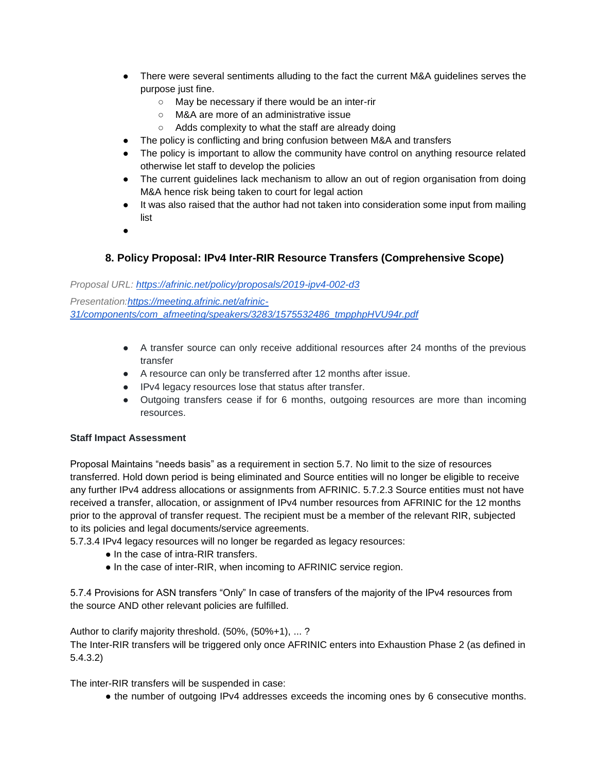- There were several sentiments alluding to the fact the current M&A guidelines serves the purpose just fine.
    - May be necessary if there would be an inter-rir
    - M&A are more of an administrative issue
    - Adds complexity to what the staff are already doing
- The policy is conflicting and bring confusion between M&A and transfers
- The policy is important to allow the community have control on anything resource related otherwise let staff to develop the policies
- The current guidelines lack mechanism to allow an out of region organisation from doing M&A hence risk being taken to court for legal action
- It was also raised that the author had not taken into consideration some input from mailing list
-

### 8. Policy Proposal: IPv4 Inter-RIR Resource Transfers (Comprehensive Scope)

*Proposal URL: [https://afrinic.net/policy/proposals/2019-ipv4-002-d3](https://afrinic.net/policy/proposals/2019-ipv4-002-d3)*

*Presentation:[https://meeting.afrinic.net/afrinic-31/components/com_afmeeting/speakers/3283/1575532486_tmpphpHVU94r.pdf](https://meeting.afrinic.net/afrinic-31/components/com_afmeeting/speakers/3283/1575532486_tmpphpHVU94r.pdf)*

- A transfer source can only receive additional resources after 24 months of the previous transfer
- A resource can only be transferred after 12 months after issue.
- IPv4 legacy resources lose that status after transfer.
- Outgoing transfers cease if for 6 months, outgoing resources are more than incoming resources.

**Staff Impact Assessment**

Proposal Maintains "needs basis" as a requirement in section 5.7. No limit to the size of resources transferred. Hold down period is being eliminated and Source entities will no longer be eligible to receive any further IPv4 address allocations or assignments from AFRINIC. 5.7.2.3 Source entities must not have received a transfer, allocation, or assignment of IPv4 number resources from AFRINIC for the 12 months prior to the approval of transfer request. The recipient must be a member of the relevant RIR, subjected to its policies and legal documents/service agreements.
5.7.3.4 IPv4 legacy resources will no longer be regarded as legacy resources:

- In the case of intra-RIR transfers.
- In the case of inter-RIR, when incoming to AFRINIC service region.

5.7.4 Provisions for ASN transfers "Only" In case of transfers of the majority of the IPv4 resources from the source AND other relevant policies are fulfilled.

Author to clarify majority threshold. (50%, (50%+1), ... ?
The Inter-RIR transfers will be triggered only once AFRINIC enters into Exhaustion Phase 2 (as defined in 5.4.3.2)

The inter-RIR transfers will be suspended in case:

- the number of outgoing IPv4 addresses exceeds the incoming ones by 6 consecutive months.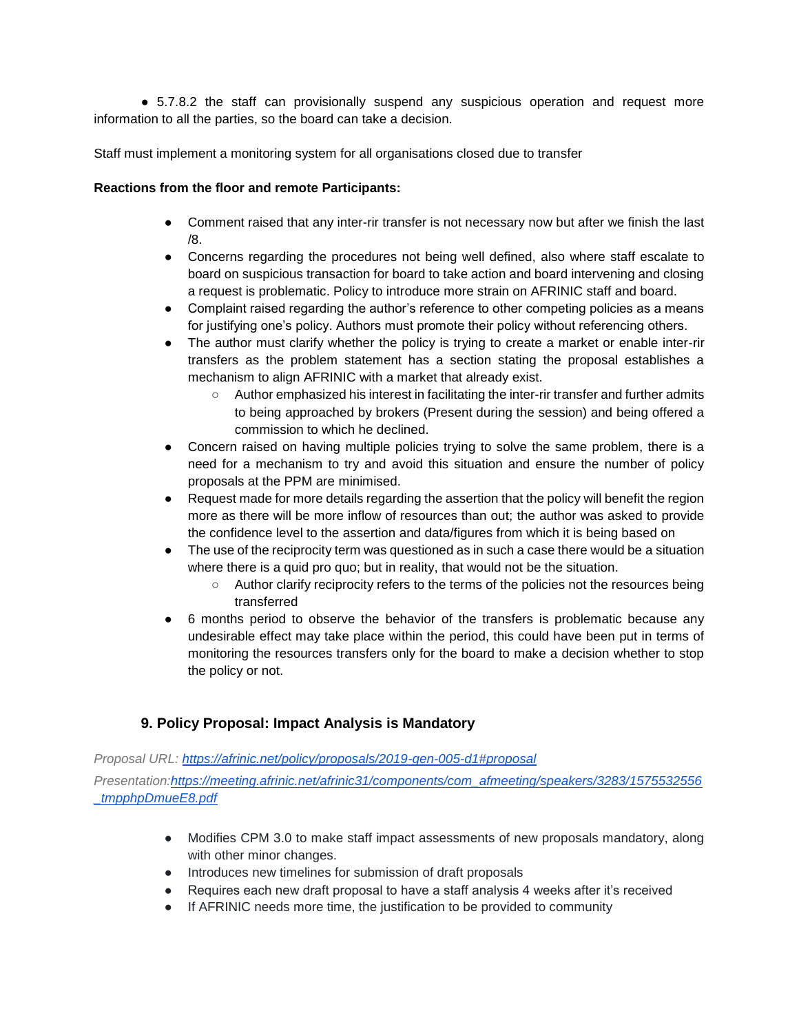- 5.7.8.2 the staff can provisionally suspend any suspicious operation and request more information to all the parties, so the board can take a decision.

Staff must implement a monitoring system for all organisations closed due to transfer

**Reactions from the floor and remote Participants:**

- Comment raised that any inter-rir transfer is not necessary now but after we finish the last /8.
- Concerns regarding the procedures not being well defined, also where staff escalate to board on suspicious transaction for board to take action and board intervening and closing a request is problematic. Policy to introduce more strain on AFRINIC staff and board.
- Complaint raised regarding the author's reference to other competing policies as a means for justifying one's policy. Authors must promote their policy without referencing others.
- The author must clarify whether the policy is trying to create a market or enable inter-rir transfers as the problem statement has a section stating the proposal establishes a mechanism to align AFRINIC with a market that already exist.
  - Author emphasized his interest in facilitating the inter-rir transfer and further admits to being approached by brokers (Present during the session) and being offered a commission to which he declined.
- Concern raised on having multiple policies trying to solve the same problem, there is a need for a mechanism to try and avoid this situation and ensure the number of policy proposals at the PPM are minimised.
- Request made for more details regarding the assertion that the policy will benefit the region more as there will be more inflow of resources than out; the author was asked to provide the confidence level to the assertion and data/figures from which it is being based on
- The use of the reciprocity term was questioned as in such a case there would be a situation where there is a quid pro quo; but in reality, that would not be the situation.
  - Author clarify reciprocity refers to the terms of the policies not the resources being transferred
- 6 months period to observe the behavior of the transfers is problematic because any undesirable effect may take place within the period, this could have been put in terms of monitoring the resources transfers only for the board to make a decision whether to stop the policy or not.

## 9. Policy Proposal: Impact Analysis is Mandatory

*Proposal URL:* *[https://afrinic.net/policy/proposals/2019-gen-005-d1#proposal](https://afrinic.net/policy/proposals/2019-gen-005-d1#proposal)*

*Presentation:[https://meeting.afrinic.net/afrinic31/components/com_afmeeting/speakers/3283/1575532556_tmpphpDmueE8.pdf](https://meeting.afrinic.net/afrinic31/components/com_afmeeting/speakers/3283/1575532556_tmpphpDmueE8.pdf)*

- Modifies CPM 3.0 to make staff impact assessments of new proposals mandatory, along with other minor changes.
- Introduces new timelines for submission of draft proposals
- Requires each new draft proposal to have a staff analysis 4 weeks after it's received
- If AFRINIC needs more time, the justification to be provided to community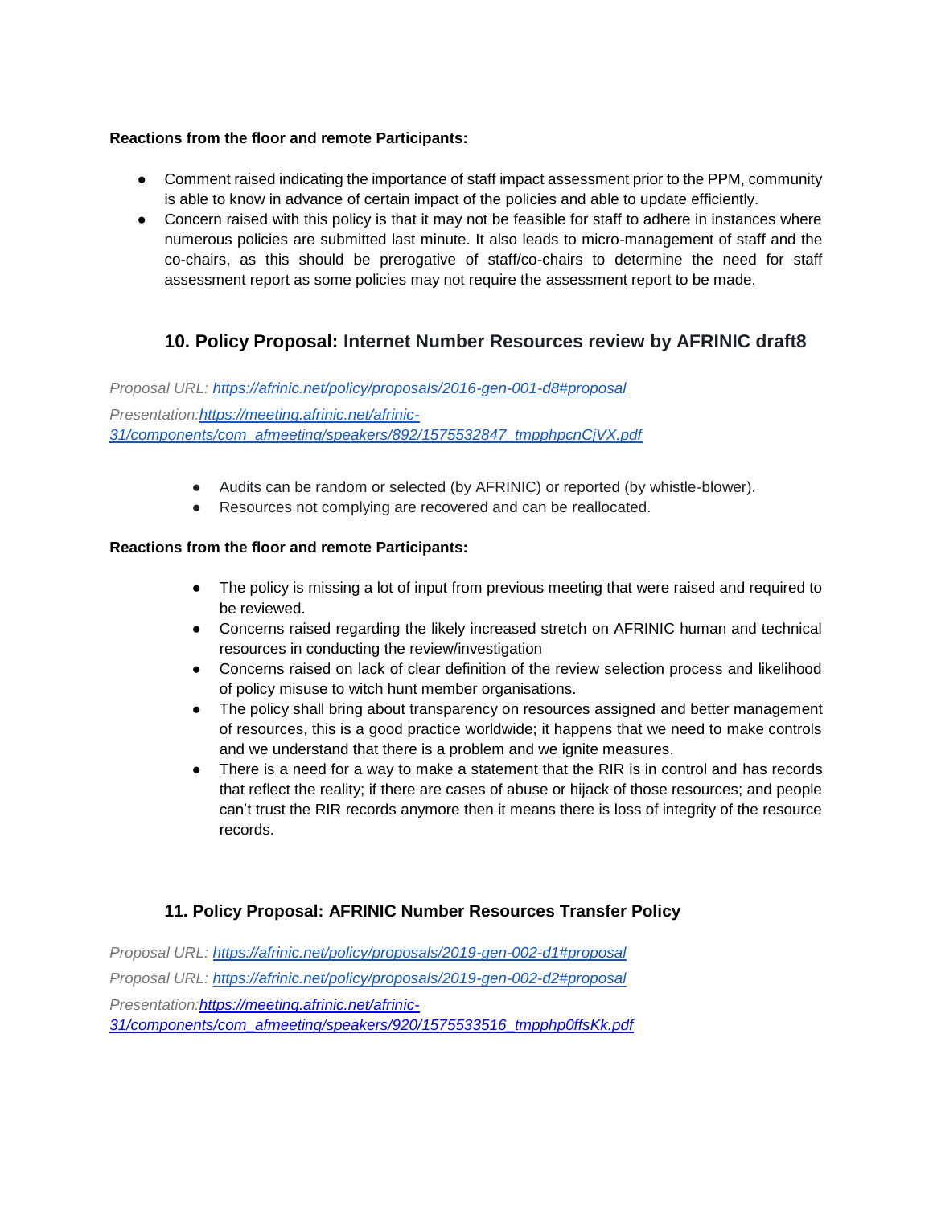**Reactions from the floor and remote Participants:**

- Comment raised indicating the importance of staff impact assessment prior to the PPM, community is able to know in advance of certain impact of the policies and able to update efficiently.
- Concern raised with this policy is that it may not be feasible for staff to adhere in instances where numerous policies are submitted last minute. It also leads to micro-management of staff and the co-chairs, as this should be prerogative of staff/co-chairs to determine the need for staff assessment report as some policies may not require the assessment report to be made.

## 10. Policy Proposal: Internet Number Resources review by AFRINIC draft8

*Proposal URL: [https://afrinic.net/policy/proposals/2016-gen-001-d8#proposal](https://afrinic.net/policy/proposals/2016-gen-001-d8#proposal)*

*Presentation:[https://meeting.afrinic.net/afrinic-31/components/com_afmeeting/speakers/892/1575532847_tmpphpcnCjVX.pdf](https://meeting.afrinic.net/afrinic-31/components/com_afmeeting/speakers/892/1575532847_tmpphpcnCjVX.pdf)*

- Audits can be random or selected (by AFRINIC) or reported (by whistle-blower).
- Resources not complying are recovered and can be reallocated.

**Reactions from the floor and remote Participants:**

- The policy is missing a lot of input from previous meeting that were raised and required to be reviewed.
- Concerns raised regarding the likely increased stretch on AFRINIC human and technical resources in conducting the review/investigation
- Concerns raised on lack of clear definition of the review selection process and likelihood of policy misuse to witch hunt member organisations.
- The policy shall bring about transparency on resources assigned and better management of resources, this is a good practice worldwide; it happens that we need to make controls and we understand that there is a problem and we ignite measures.
- There is a need for a way to make a statement that the RIR is in control and has records that reflect the reality; if there are cases of abuse or hijack of those resources; and people can't trust the RIR records anymore then it means there is loss of integrity of the resource records.

## 11. Policy Proposal: AFRINIC Number Resources Transfer Policy

*Proposal URL: [https://afrinic.net/policy/proposals/2019-gen-002-d1#proposal](https://afrinic.net/policy/proposals/2019-gen-002-d1#proposal)*

*Proposal URL: [https://afrinic.net/policy/proposals/2019-gen-002-d2#proposal](https://afrinic.net/policy/proposals/2019-gen-002-d2#proposal)*

*Presentation:[https://meeting.afrinic.net/afrinic-31/components/com_afmeeting/speakers/920/1575533516_tmpphp0ffsKk.pdf](https://meeting.afrinic.net/afrinic-31/components/com_afmeeting/speakers/920/1575533516_tmpphp0ffsKk.pdf)*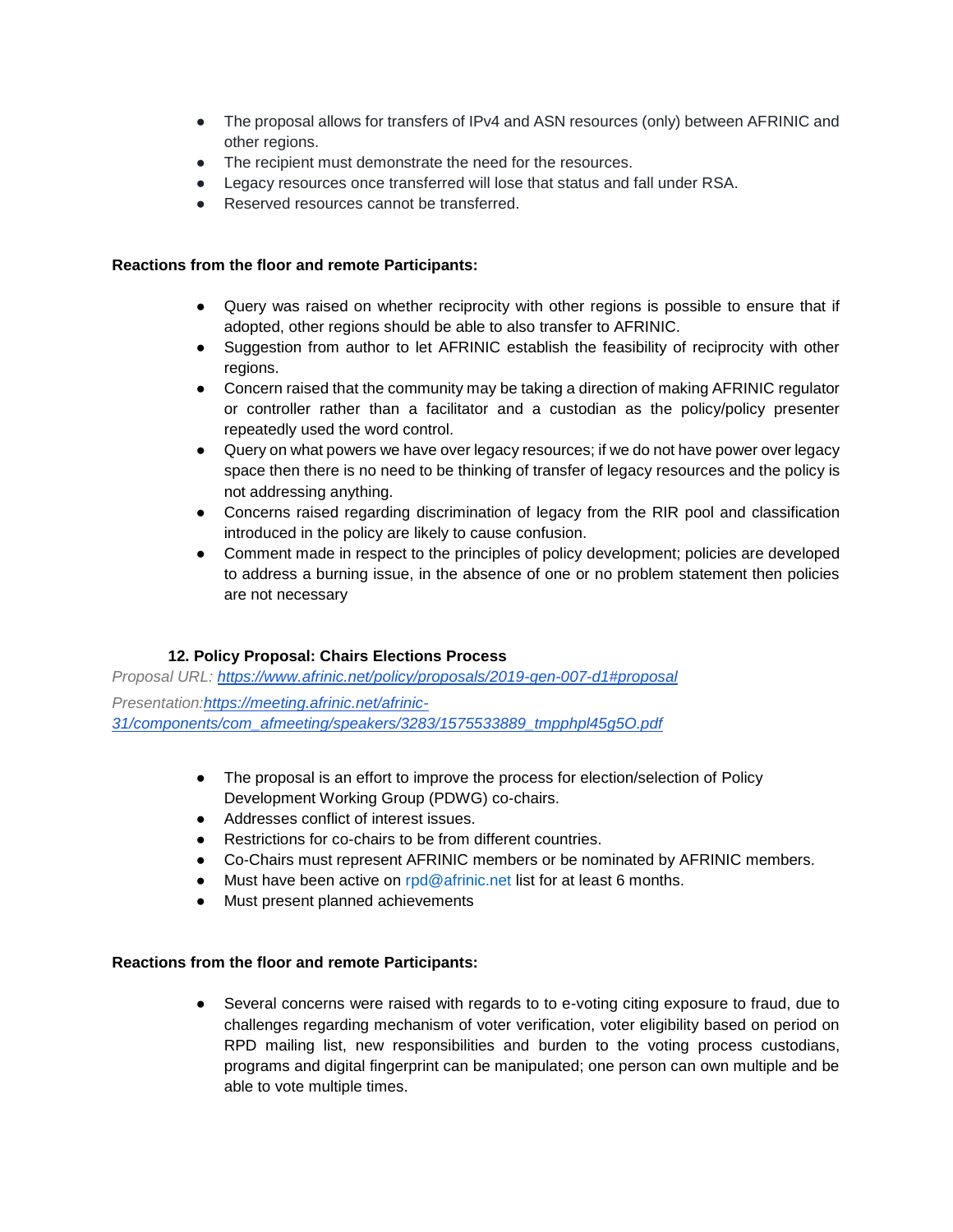- The proposal allows for transfers of IPv4 and ASN resources (only) between AFRINIC and other regions.
- The recipient must demonstrate the need for the resources.
- Legacy resources once transferred will lose that status and fall under RSA.
- Reserved resources cannot be transferred.

**Reactions from the floor and remote Participants:**

- Query was raised on whether reciprocity with other regions is possible to ensure that if adopted, other regions should be able to also transfer to AFRINIC.
- Suggestion from author to let AFRINIC establish the feasibility of reciprocity with other regions.
- Concern raised that the community may be taking a direction of making AFRINIC regulator or controller rather than a facilitator and a custodian as the policy/policy presenter repeatedly used the word control.
- Query on what powers we have over legacy resources; if we do not have power over legacy space then there is no need to be thinking of transfer of legacy resources and the policy is not addressing anything.
- Concerns raised regarding discrimination of legacy from the RIR pool and classification introduced in the policy are likely to cause confusion.
- Comment made in respect to the principles of policy development; policies are developed to address a burning issue, in the absence of one or no problem statement then policies are not necessary

### 12. Policy Proposal: Chairs Elections Process

*Proposal URL:* [*https://www.afrinic.net/policy/proposals/2019-gen-007-d1#proposal*](https://www.afrinic.net/policy/proposals/2019-gen-007-d1#proposal)

*Presentation:*[*https://meeting.afrinic.net/afrinic-31/components/com_afmeeting/speakers/3283/1575533889_tmpphpl45g5O.pdf*](https://meeting.afrinic.net/afrinic-31/components/com_afmeeting/speakers/3283/1575533889_tmpphpl45g5O.pdf)

- The proposal is an effort to improve the process for election/selection of Policy Development Working Group (PDWG) co-chairs.
- Addresses conflict of interest issues.
- Restrictions for co-chairs to be from different countries.
- Co-Chairs must represent AFRINIC members or be nominated by AFRINIC members.
- Must have been active on rpd@afrinic.net list for at least 6 months.
- Must present planned achievements

**Reactions from the floor and remote Participants:**

- Several concerns were raised with regards to to e-voting citing exposure to fraud, due to challenges regarding mechanism of voter verification, voter eligibility based on period on RPD mailing list, new responsibilities and burden to the voting process custodians, programs and digital fingerprint can be manipulated; one person can own multiple and be able to vote multiple times.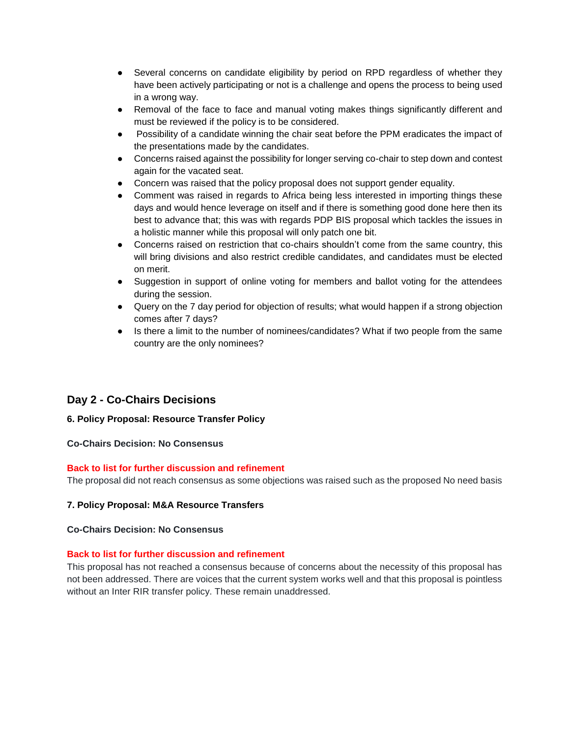- Several concerns on candidate eligibility by period on RPD regardless of whether they have been actively participating or not is a challenge and opens the process to being used in a wrong way.
- Removal of the face to face and manual voting makes things significantly different and must be reviewed if the policy is to be considered.
- Possibility of a candidate winning the chair seat before the PPM eradicates the impact of the presentations made by the candidates.
- Concerns raised against the possibility for longer serving co-chair to step down and contest again for the vacated seat.
- Concern was raised that the policy proposal does not support gender equality.
- Comment was raised in regards to Africa being less interested in importing things these days and would hence leverage on itself and if there is something good done here then its best to advance that; this was with regards PDP BIS proposal which tackles the issues in a holistic manner while this proposal will only patch one bit.
- Concerns raised on restriction that co-chairs shouldn't come from the same country, this will bring divisions and also restrict credible candidates, and candidates must be elected on merit.
- Suggestion in support of online voting for members and ballot voting for the attendees during the session.
- Query on the 7 day period for objection of results; what would happen if a strong objection comes after 7 days?
- Is there a limit to the number of nominees/candidates? What if two people from the same country are the only nominees?

## Day 2 - Co-Chairs Decisions

**6. Policy Proposal: Resource Transfer Policy**

**Co-Chairs Decision: No Consensus**

**Back to list for further discussion and refinement**

The proposal did not reach consensus as some objections was raised such as the proposed No need basis

**7. Policy Proposal: M&A Resource Transfers**

**Co-Chairs Decision: No Consensus**

**Back to list for further discussion and refinement**

This proposal has not reached a consensus because of concerns about the necessity of this proposal has not been addressed. There are voices that the current system works well and that this proposal is pointless without an Inter RIR transfer policy. These remain unaddressed.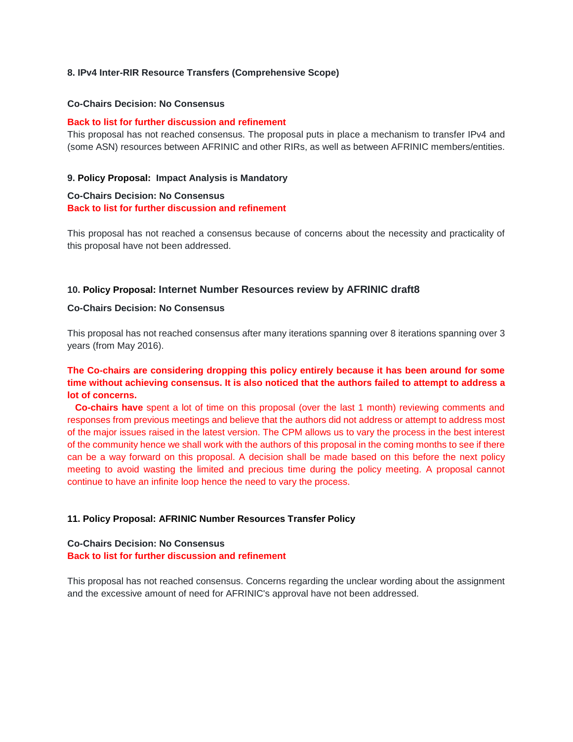**8. IPv4 Inter-RIR Resource Transfers (Comprehensive Scope)**

**Co-Chairs Decision: No Consensus**

**Back to list for further discussion and refinement**

This proposal has not reached consensus. The proposal puts in place a mechanism to transfer IPv4 and (some ASN) resources between AFRINIC and other RIRs, as well as between AFRINIC members/entities.

**9. Policy Proposal: Impact Analysis is Mandatory**

**Co-Chairs Decision: No Consensus**

**Back to list for further discussion and refinement**

This proposal has not reached a consensus because of concerns about the necessity and practicality of this proposal have not been addressed.

**10. Policy Proposal: Internet Number Resources review by AFRINIC draft8**

**Co-Chairs Decision: No Consensus**

This proposal has not reached consensus after many iterations spanning over 8 iterations spanning over 3 years (from May 2016).

**The Co-chairs are considering dropping this policy entirely because it has been around for some time without achieving consensus. It is also noticed that the authors failed to attempt to address a lot of concerns.**

**Co-chairs have** spent a lot of time on this proposal (over the last 1 month) reviewing comments and responses from previous meetings and believe that the authors did not address or attempt to address most of the major issues raised in the latest version. The CPM allows us to vary the process in the best interest of the community hence we shall work with the authors of this proposal in the coming months to see if there can be a way forward on this proposal. A decision shall be made based on this before the next policy meeting to avoid wasting the limited and precious time during the policy meeting. A proposal cannot continue to have an infinite loop hence the need to vary the process.

**11. Policy Proposal: AFRINIC Number Resources Transfer Policy**

**Co-Chairs Decision: No Consensus**

**Back to list for further discussion and refinement**

This proposal has not reached consensus. Concerns regarding the unclear wording about the assignment and the excessive amount of need for AFRINIC's approval have not been addressed.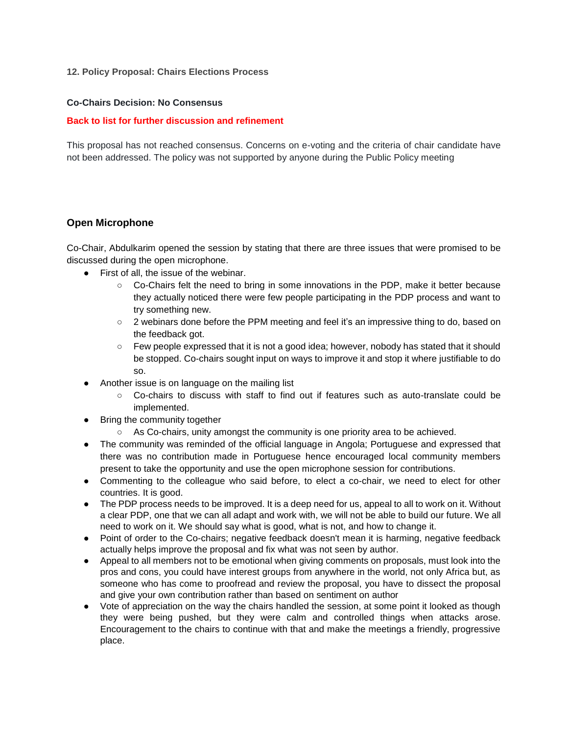**12. Policy Proposal: Chairs Elections Process**

**Co-Chairs Decision: No Consensus**

**Back to list for further discussion and refinement**

This proposal has not reached consensus. Concerns on e-voting and the criteria of chair candidate have not been addressed. The policy was not supported by anyone during the Public Policy meeting

## Open Microphone

Co-Chair, Abdulkarim opened the session by stating that there are three issues that were promised to be discussed during the open microphone.

- First of all, the issue of the webinar.
    - Co-Chairs felt the need to bring in some innovations in the PDP, make it better because they actually noticed there were few people participating in the PDP process and want to try something new.
    - 2 webinars done before the PPM meeting and feel it's an impressive thing to do, based on the feedback got.
    - Few people expressed that it is not a good idea; however, nobody has stated that it should be stopped. Co-chairs sought input on ways to improve it and stop it where justifiable to do so.
- Another issue is on language on the mailing list
    - Co-chairs to discuss with staff to find out if features such as auto-translate could be implemented.
- Bring the community together
    - As Co-chairs, unity amongst the community is one priority area to be achieved.
- The community was reminded of the official language in Angola; Portuguese and expressed that there was no contribution made in Portuguese hence encouraged local community members present to take the opportunity and use the open microphone session for contributions.
- Commenting to the colleague who said before, to elect a co-chair, we need to elect for other countries. It is good.
- The PDP process needs to be improved. It is a deep need for us, appeal to all to work on it. Without a clear PDP, one that we can all adapt and work with, we will not be able to build our future. We all need to work on it. We should say what is good, what is not, and how to change it.
- Point of order to the Co-chairs; negative feedback doesn't mean it is harming, negative feedback actually helps improve the proposal and fix what was not seen by author.
- Appeal to all members not to be emotional when giving comments on proposals, must look into the pros and cons, you could have interest groups from anywhere in the world, not only Africa but, as someone who has come to proofread and review the proposal, you have to dissect the proposal and give your own contribution rather than based on sentiment on author
- Vote of appreciation on the way the chairs handled the session, at some point it looked as though they were being pushed, but they were calm and controlled things when attacks arose. Encouragement to the chairs to continue with that and make the meetings a friendly, progressive place.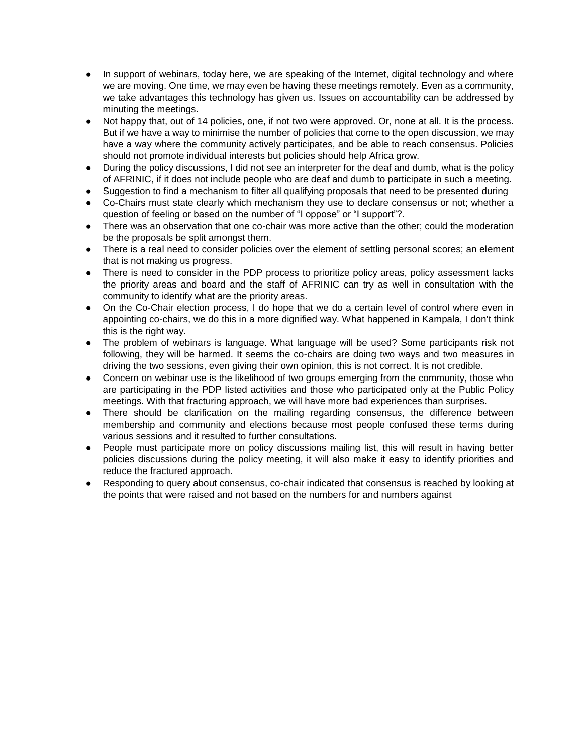- In support of webinars, today here, we are speaking of the Internet, digital technology and where we are moving. One time, we may even be having these meetings remotely. Even as a community, we take advantages this technology has given us. Issues on accountability can be addressed by minuting the meetings.
- Not happy that, out of 14 policies, one, if not two were approved. Or, none at all. It is the process. But if we have a way to minimise the number of policies that come to the open discussion, we may have a way where the community actively participates, and be able to reach consensus. Policies should not promote individual interests but policies should help Africa grow.
- During the policy discussions, I did not see an interpreter for the deaf and dumb, what is the policy of AFRINIC, if it does not include people who are deaf and dumb to participate in such a meeting.
- Suggestion to find a mechanism to filter all qualifying proposals that need to be presented during
- Co-Chairs must state clearly which mechanism they use to declare consensus or not; whether a question of feeling or based on the number of "I oppose" or "I support"?.
- There was an observation that one co-chair was more active than the other; could the moderation be the proposals be split amongst them.
- There is a real need to consider policies over the element of settling personal scores; an element that is not making us progress.
- There is need to consider in the PDP process to prioritize policy areas, policy assessment lacks the priority areas and board and the staff of AFRINIC can try as well in consultation with the community to identify what are the priority areas.
- On the Co-Chair election process, I do hope that we do a certain level of control where even in appointing co-chairs, we do this in a more dignified way. What happened in Kampala, I don't think this is the right way.
- The problem of webinars is language. What language will be used? Some participants risk not following, they will be harmed. It seems the co-chairs are doing two ways and two measures in driving the two sessions, even giving their own opinion, this is not correct. It is not credible.
- Concern on webinar use is the likelihood of two groups emerging from the community, those who are participating in the PDP listed activities and those who participated only at the Public Policy meetings. With that fracturing approach, we will have more bad experiences than surprises.
- There should be clarification on the mailing regarding consensus, the difference between membership and community and elections because most people confused these terms during various sessions and it resulted to further consultations.
- People must participate more on policy discussions mailing list, this will result in having better policies discussions during the policy meeting, it will also make it easy to identify priorities and reduce the fractured approach.
- Responding to query about consensus, co-chair indicated that consensus is reached by looking at the points that were raised and not based on the numbers for and numbers against